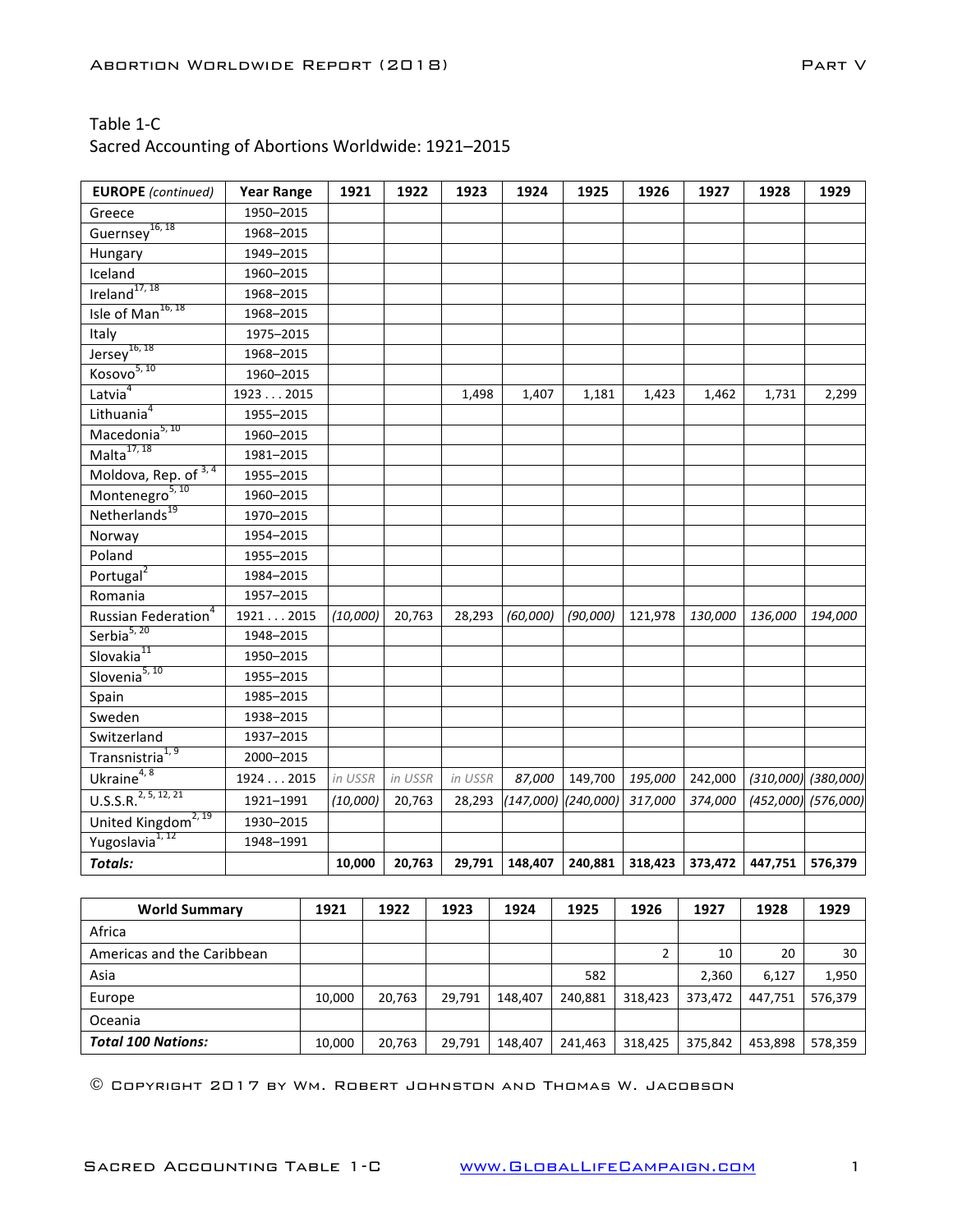Table 1-C
Sacred Accounting of Abortions Worldwide: 1921–2015

| **EUROPE** *(continued)* | **Year Range** | **1921** | **1922** | **1923** | **1924** | **1925** | **1926** | **1927** | **1928** | **1929** |
|---|---|---|---|---|---|---|---|---|---|---|
| Greece | 1950–2015 | | | | | | | | | |
| Guernsey[16, 18] | 1968–2015 | | | | | | | | | |
| Hungary | 1949–2015 | | | | | | | | | |
| Iceland | 1960–2015 | | | | | | | | | |
| Ireland[17, 18] | 1968–2015 | | | | | | | | | |
| Isle of Man[16, 18] | 1968–2015 | | | | | | | | | |
| Italy | 1975–2015 | | | | | | | | | |
| Jersey[16, 18] | 1968–2015 | | | | | | | | | |
| Kosovo[5, 10] | 1960–2015 | | | | | | | | | |
| Latvia[4] | 1923 . . . 2015 | | | 1,498 | 1,407 | 1,181 | 1,423 | 1,462 | 1,731 | 2,299 |
| Lithuania[4] | 1955–2015 | | | | | | | | | |
| Macedonia[5, 10] | 1960–2015 | | | | | | | | | |
| Malta[17, 18] | 1981–2015 | | | | | | | | | |
| Moldova, Rep. of[3, 4] | 1955–2015 | | | | | | | | | |
| Montenegro[5, 10] | 1960–2015 | | | | | | | | | |
| Netherlands[19] | 1970–2015 | | | | | | | | | |
| Norway | 1954–2015 | | | | | | | | | |
| Poland | 1955–2015 | | | | | | | | | |
| Portugal[2] | 1984–2015 | | | | | | | | | |
| Romania | 1957–2015 | | | | | | | | | |
| Russian Federation[4] | 1921 . . . 2015 | *(10,000)* | 20,763 | 28,293 | *(60,000)* | *(90,000)* | 121,978 | *130,000* | *136,000* | *194,000* |
| Serbia[5, 20] | 1948–2015 | | | | | | | | | |
| Slovakia[11] | 1950–2015 | | | | | | | | | |
| Slovenia[5, 10] | 1955–2015 | | | | | | | | | |
| Spain | 1985–2015 | | | | | | | | | |
| Sweden | 1938–2015 | | | | | | | | | |
| Switzerland | 1937–2015 | | | | | | | | | |
| Transnistria[1, 9] | 2000–2015 | | | | | | | | | |
| Ukraine[4, 8] | 1924 . . . 2015 | *in USSR* | *in USSR* | *in USSR* | *87,000* | 149,700 | *195,000* | 242,000 | *(310,000)* | *(380,000)* |
| U.S.S.R.[2, 5, 12, 21] | 1921–1991 | *(10,000)* | 20,763 | 28,293 | *(147,000)* | *(240,000)* | *317,000* | *374,000* | *(452,000)* | *(576,000)* |
| United Kingdom[2, 19] | 1930–2015 | | | | | | | | | |
| Yugoslavia[1, 12] | 1948–1991 | | | | | | | | | |
| ***Totals:*** | | **10,000** | **20,763** | **29,791** | **148,407** | **240,881** | **318,423** | **373,472** | **447,751** | **576,379** |

| **World Summary** | **1921** | **1922** | **1923** | **1924** | **1925** | **1926** | **1927** | **1928** | **1929** |
|---|---|---|---|---|---|---|---|---|---|
| Africa | | | | | | | | | |
| Americas and the Caribbean | | | | | | 2 | 10 | 20 | 30 |
| Asia | | | | | 582 | | 2,360 | 6,127 | 1,950 |
| Europe | 10,000 | 20,763 | 29,791 | 148,407 | 240,881 | 318,423 | 373,472 | 447,751 | 576,379 |
| Oceania | | | | | | | | | |
| ***Total 100 Nations:*** | 10,000 | 20,763 | 29,791 | 148,407 | 241,463 | 318,425 | 375,842 | 453,898 | 578,359 |

© Copyright 2017 by Wm. Robert Johnston and Thomas W. Jacobson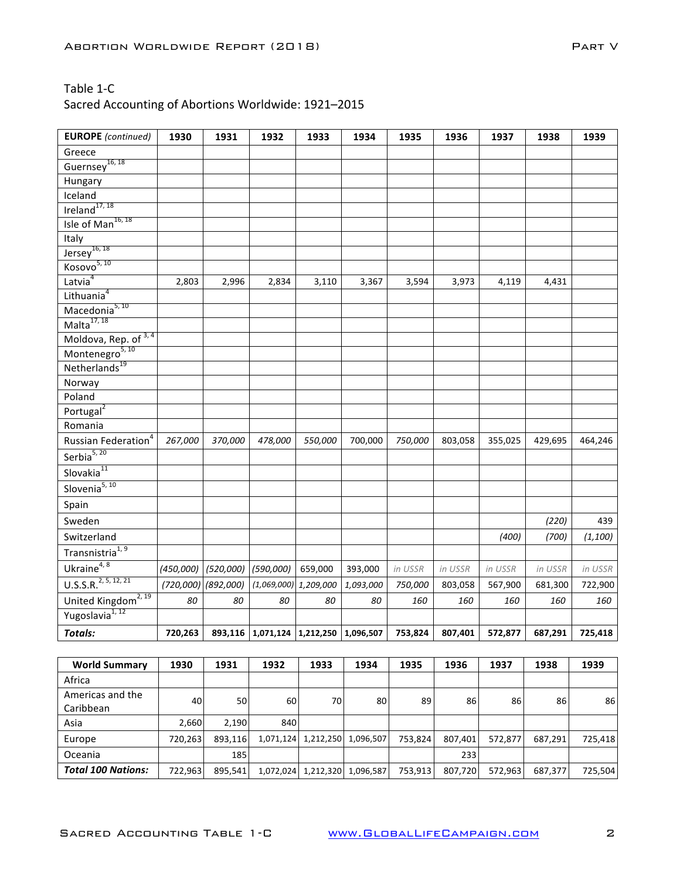Table 1-C
Sacred Accounting of Abortions Worldwide: 1921–2015

| **EUROPE** *(continued)* | **1930** | **1931** | **1932** | **1933** | **1934** | **1935** | **1936** | **1937** | **1938** | **1939** |
|---|---|---|---|---|---|---|---|---|---|---|
| Greece | | | | | | | | | | |
| Guernsey[16, 18] | | | | | | | | | | |
| Hungary | | | | | | | | | | |
| Iceland | | | | | | | | | | |
| Ireland[17, 18] | | | | | | | | | | |
| Isle of Man[16, 18] | | | | | | | | | | |
| Italy | | | | | | | | | | |
| Jersey[16, 18] | | | | | | | | | | |
| Kosovo[5, 10] | | | | | | | | | | |
| Latvia[4] | 2,803 | 2,996 | 2,834 | 3,110 | 3,367 | 3,594 | 3,973 | 4,119 | 4,431 | |
| Lithuania[4] | | | | | | | | | | |
| Macedonia[5, 10] | | | | | | | | | | |
| Malta[17, 18] | | | | | | | | | | |
| Moldova, Rep. of[3, 4] | | | | | | | | | | |
| Montenegro[5, 10] | | | | | | | | | | |
| Netherlands[19] | | | | | | | | | | |
| Norway | | | | | | | | | | |
| Poland | | | | | | | | | | |
| Portugal[2] | | | | | | | | | | |
| Romania | | | | | | | | | | |
| Russian Federation[4] | *267,000* | *370,000* | *478,000* | *550,000* | 700,000 | *750,000* | 803,058 | 355,025 | 429,695 | 464,246 |
| Serbia[5, 20] | | | | | | | | | | |
| Slovakia[11] | | | | | | | | | | |
| Slovenia[5, 10] | | | | | | | | | | |
| Spain | | | | | | | | | | |
| Sweden | | | | | | | | | *(220)* | 439 |
| Switzerland | | | | | | | | *(400)* | *(700)* | *(1,100)* |
| Transnistria[1, 9] | | | | | | | | | | |
| Ukraine[4, 8] | *(450,000)* | *(520,000)* | *(590,000)* | 659,000 | 393,000 | *in USSR* | *in USSR* | *in USSR* | *in USSR* | *in USSR* |
| U.S.S.R.[2, 5, 12, 21] | *(720,000)* | *(892,000)* | *(1,069,000)* | *1,209,000* | *1,093,000* | 750,000 | 803,058 | 567,900 | 681,300 | 722,900 |
| United Kingdom[2, 19] | *80* | *80* | *80* | *80* | *80* | *160* | *160* | *160* | *160* | *160* |
| Yugoslavia[1, 12] | | | | | | | | | | |
| ***Totals:*** | **720,263** | **893,116** | **1,071,124** | **1,212,250** | **1,096,507** | **753,824** | **807,401** | **572,877** | **687,291** | **725,418** |

| **World Summary** | **1930** | **1931** | **1932** | **1933** | **1934** | **1935** | **1936** | **1937** | **1938** | **1939** |
|---|---|---|---|---|---|---|---|---|---|---|
| Africa | | | | | | | | | | |
| Americas and the Caribbean | 40 | 50 | 60 | 70 | 80 | 89 | 86 | 86 | 86 | 86 |
| Asia | 2,660 | 2,190 | 840 | | | | | | | |
| Europe | 720,263 | 893,116 | 1,071,124 | 1,212,250 | 1,096,507 | 753,824 | 807,401 | 572,877 | 687,291 | 725,418 |
| Oceania | | 185 | | | | | 233 | | | |
| ***Total 100 Nations:*** | 722,963 | 895,541 | 1,072,024 | 1,212,320 | 1,096,587 | 753,913 | 807,720 | 572,963 | 687,377 | 725,504 |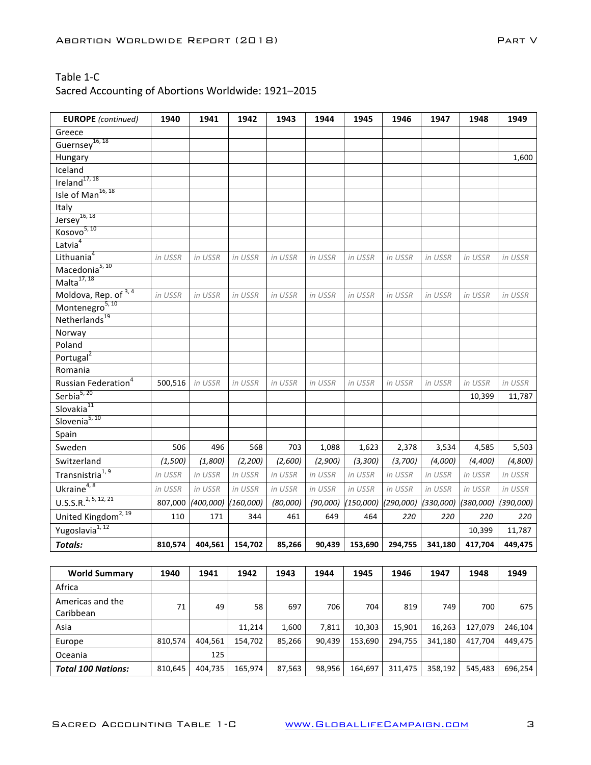Table 1-C
Sacred Accounting of Abortions Worldwide: 1921–2015

| **EUROPE** *(continued)* | **1940** | **1941** | **1942** | **1943** | **1944** | **1945** | **1946** | **1947** | **1948** | **1949** |
|---|---|---|---|---|---|---|---|---|---|---|
| Greece | | | | | | | | | | |
| Guernsey[16, 18] | | | | | | | | | | |
| Hungary | | | | | | | | | | 1,600 |
| Iceland | | | | | | | | | | |
| Ireland[17, 18] | | | | | | | | | | |
| Isle of Man[16, 18] | | | | | | | | | | |
| Italy | | | | | | | | | | |
| Jersey[16, 18] | | | | | | | | | | |
| Kosovo[5, 10] | | | | | | | | | | |
| Latvia[4] | | | | | | | | | | |
| Lithuania[4] | *in USSR* | *in USSR* | *in USSR* | *in USSR* | *in USSR* | *in USSR* | *in USSR* | *in USSR* | *in USSR* | *in USSR* |
| Macedonia[5, 10] | | | | | | | | | | |
| Malta[17, 18] | | | | | | | | | | |
| Moldova, Rep. of[3, 4] | *in USSR* | *in USSR* | *in USSR* | *in USSR* | *in USSR* | *in USSR* | *in USSR* | *in USSR* | *in USSR* | *in USSR* |
| Montenegro[5, 10] | | | | | | | | | | |
| Netherlands[19] | | | | | | | | | | |
| Norway | | | | | | | | | | |
| Poland | | | | | | | | | | |
| Portugal[2] | | | | | | | | | | |
| Romania | | | | | | | | | | |
| Russian Federation[4] | 500,516 | *in USSR* | *in USSR* | *in USSR* | *in USSR* | *in USSR* | *in USSR* | *in USSR* | *in USSR* | *in USSR* |
| Serbia[5, 20] | | | | | | | | | 10,399 | 11,787 |
| Slovakia[11] | | | | | | | | | | |
| Slovenia[5, 10] | | | | | | | | | | |
| Spain | | | | | | | | | | |
| Sweden | 506 | 496 | 568 | 703 | 1,088 | 1,623 | 2,378 | 3,534 | 4,585 | 5,503 |
| Switzerland | *(1,500)* | *(1,800)* | *(2,200)* | *(2,600)* | *(2,900)* | *(3,300)* | *(3,700)* | *(4,000)* | *(4,400)* | *(4,800)* |
| Transnistria[1, 9] | *in USSR* | *in USSR* | *in USSR* | *in USSR* | *in USSR* | *in USSR* | *in USSR* | *in USSR* | *in USSR* | *in USSR* |
| Ukraine[4, 8] | *in USSR* | *in USSR* | *in USSR* | *in USSR* | *in USSR* | *in USSR* | *in USSR* | *in USSR* | *in USSR* | *in USSR* |
| U.S.S.R.[2, 5, 12, 21] | 807,000 | *(400,000)* | *(160,000)* | *(80,000)* | *(90,000)* | *(150,000)* | *(290,000)* | *(330,000)* | *(380,000)* | *(390,000)* |
| United Kingdom[2, 19] | 110 | 171 | 344 | 461 | 649 | 464 | *220* | *220* | *220* | *220* |
| Yugoslavia[1, 12] | | | | | | | | | 10,399 | 11,787 |
| ***Totals:*** | **810,574** | **404,561** | **154,702** | **85,266** | **90,439** | **153,690** | **294,755** | **341,180** | **417,704** | **449,475** |

| **World Summary** | **1940** | **1941** | **1942** | **1943** | **1944** | **1945** | **1946** | **1947** | **1948** | **1949** |
|---|---|---|---|---|---|---|---|---|---|---|
| Africa | | | | | | | | | | |
| Americas and the Caribbean | 71 | 49 | 58 | 697 | 706 | 704 | 819 | 749 | 700 | 675 |
| Asia | | | 11,214 | 1,600 | 7,811 | 10,303 | 15,901 | 16,263 | 127,079 | 246,104 |
| Europe | 810,574 | 404,561 | 154,702 | 85,266 | 90,439 | 153,690 | 294,755 | 341,180 | 417,704 | 449,475 |
| Oceania | | 125 | | | | | | | | |
| ***Total 100 Nations:*** | 810,645 | 404,735 | 165,974 | 87,563 | 98,956 | 164,697 | 311,475 | 358,192 | 545,483 | 696,254 |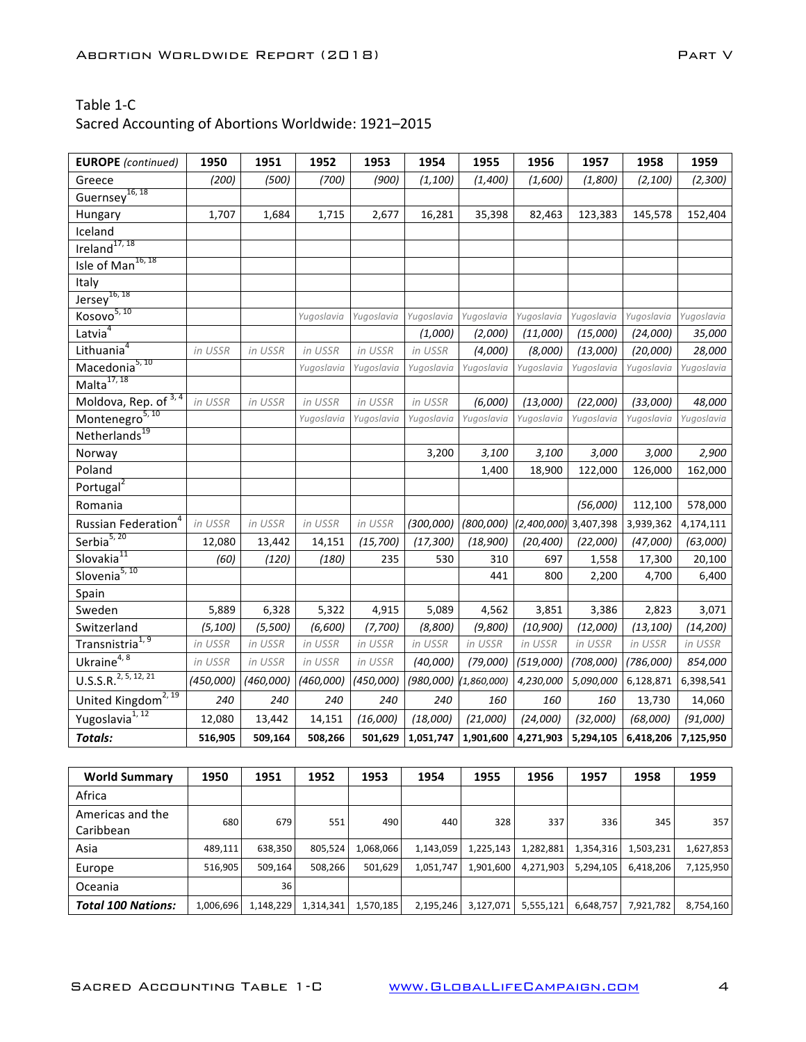Table 1-C
Sacred Accounting of Abortions Worldwide: 1921–2015

| **EUROPE** *(continued)* | 1950 | 1951 | 1952 | 1953 | 1954 | 1955 | 1956 | 1957 | 1958 | 1959 |
|---|---|---|---|---|---|---|---|---|---|---|
| Greece | *(200)* | *(500)* | *(700)* | *(900)* | *(1,100)* | *(1,400)* | *(1,600)* | *(1,800)* | *(2,100)* | *(2,300)* |
| Guernsey[16, 18] | | | | | | | | | | |
| Hungary | 1,707 | 1,684 | 1,715 | 2,677 | 16,281 | 35,398 | 82,463 | 123,383 | 145,578 | 152,404 |
| Iceland | | | | | | | | | | |
| Ireland[17, 18] | | | | | | | | | | |
| Isle of Man[16, 18] | | | | | | | | | | |
| Italy | | | | | | | | | | |
| Jersey[16, 18] | | | | | | | | | | |
| Kosovo[5, 10] | | | *Yugoslavia* | *Yugoslavia* | *Yugoslavia* | *Yugoslavia* | *Yugoslavia* | *Yugoslavia* | *Yugoslavia* | *Yugoslavia* |
| Latvia[4] | | | | | *(1,000)* | *(2,000)* | *(11,000)* | *(15,000)* | *(24,000)* | *35,000* |
| Lithuania[4] | *in USSR* | *in USSR* | *in USSR* | *in USSR* | *in USSR* | *(4,000)* | *(8,000)* | *(13,000)* | *(20,000)* | *28,000* |
| Macedonia[5, 10] | | | *Yugoslavia* | *Yugoslavia* | *Yugoslavia* | *Yugoslavia* | *Yugoslavia* | *Yugoslavia* | *Yugoslavia* | *Yugoslavia* |
| Malta[17, 18] | | | | | | | | | | |
| Moldova, Rep. of[3, 4] | *in USSR* | *in USSR* | *in USSR* | *in USSR* | *in USSR* | *(6,000)* | *(13,000)* | *(22,000)* | *(33,000)* | *48,000* |
| Montenegro[5, 10] | | | *Yugoslavia* | *Yugoslavia* | *Yugoslavia* | *Yugoslavia* | *Yugoslavia* | *Yugoslavia* | *Yugoslavia* | *Yugoslavia* |
| Netherlands[19] | | | | | | | | | | |
| Norway | | | | | 3,200 | *3,100* | *3,100* | *3,000* | *3,000* | *2,900* |
| Poland | | | | | | 1,400 | 18,900 | 122,000 | 126,000 | 162,000 |
| Portugal[2] | | | | | | | | | | |
| Romania | | | | | | | | *(56,000)* | 112,100 | 578,000 |
| Russian Federation[4] | *in USSR* | *in USSR* | *in USSR* | *in USSR* | *(300,000)* | *(800,000)* | *(2,400,000)* | 3,407,398 | 3,939,362 | 4,174,111 |
| Serbia[5, 20] | 12,080 | 13,442 | 14,151 | *(15,700)* | *(17,300)* | *(18,900)* | *(20,400)* | *(22,000)* | *(47,000)* | *(63,000)* |
| Slovakia[11] | *(60)* | *(120)* | *(180)* | 235 | 530 | 310 | 697 | 1,558 | 17,300 | 20,100 |
| Slovenia[5, 10] | | | | | | 441 | 800 | 2,200 | 4,700 | 6,400 |
| Spain | | | | | | | | | | |
| Sweden | 5,889 | 6,328 | 5,322 | 4,915 | 5,089 | 4,562 | 3,851 | 3,386 | 2,823 | 3,071 |
| Switzerland | *(5,100)* | *(5,500)* | *(6,600)* | *(7,700)* | *(8,800)* | *(9,800)* | *(10,900)* | *(12,000)* | *(13,100)* | *(14,200)* |
| Transnistria[1, 9] | *in USSR* | *in USSR* | *in USSR* | *in USSR* | *in USSR* | *in USSR* | *in USSR* | *in USSR* | *in USSR* | *in USSR* |
| Ukraine[4, 8] | *in USSR* | *in USSR* | *in USSR* | *in USSR* | *(40,000)* | *(79,000)* | *(519,000)* | *(708,000)* | *(786,000)* | *854,000* |
| U.S.S.R.[2, 5, 12, 21] | *(450,000)* | *(460,000)* | *(460,000)* | *(450,000)* | *(980,000)* | *(1,860,000)* | 4,230,000 | 5,090,000 | 6,128,871 | 6,398,541 |
| United Kingdom[2, 19] | *240* | *240* | *240* | *240* | *240* | *160* | *160* | *160* | 13,730 | 14,060 |
| Yugoslavia[1, 12] | 12,080 | 13,442 | 14,151 | *(16,000)* | *(18,000)* | *(21,000)* | *(24,000)* | *(32,000)* | *(68,000)* | *(91,000)* |
| ***Totals:*** | **516,905** | **509,164** | **508,266** | **501,629** | **1,051,747** | **1,901,600** | **4,271,903** | **5,294,105** | **6,418,206** | **7,125,950** |

| **World Summary** | **1950** | **1951** | **1952** | **1953** | **1954** | **1955** | **1956** | **1957** | **1958** | **1959** |
|---|---|---|---|---|---|---|---|---|---|---|
| Africa | | | | | | | | | | |
| Americas and the Caribbean | 680 | 679 | 551 | 490 | 440 | 328 | 337 | 336 | 345 | 357 |
| Asia | 489,111 | 638,350 | 805,524 | 1,068,066 | 1,143,059 | 1,225,143 | 1,282,881 | 1,354,316 | 1,503,231 | 1,627,853 |
| Europe | 516,905 | 509,164 | 508,266 | 501,629 | 1,051,747 | 1,901,600 | 4,271,903 | 5,294,105 | 6,418,206 | 7,125,950 |
| Oceania | | 36 | | | | | | | | |
| ***Total 100 Nations:*** | 1,006,696 | 1,148,229 | 1,314,341 | 1,570,185 | 2,195,246 | 3,127,071 | 5,555,121 | 6,648,757 | 7,921,782 | 8,754,160 |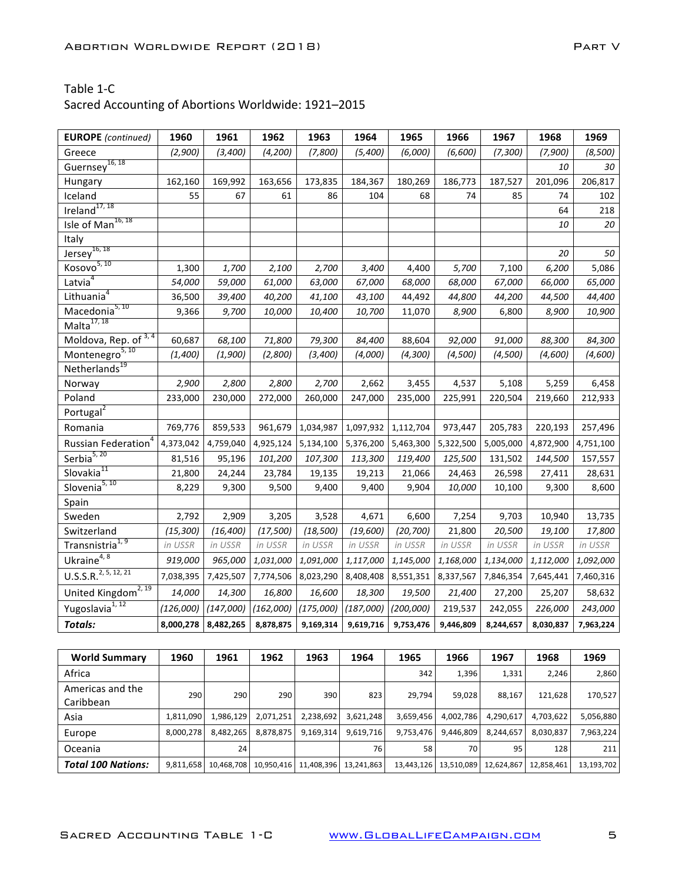Table 1-C
Sacred Accounting of Abortions Worldwide: 1921–2015

| **EUROPE** *(continued)* | 1960 | 1961 | 1962 | 1963 | 1964 | 1965 | 1966 | 1967 | 1968 | 1969 |
|---|---|---|---|---|---|---|---|---|---|---|
| Greece | *(2,900)* | *(3,400)* | *(4,200)* | *(7,800)* | *(5,400)* | *(6,000)* | *(6,600)* | *(7,300)* | *(7,900)* | *(8,500)* |
| Guernsey[16, 18] | | | | | | | | | *10* | *30* |
| Hungary | 162,160 | 169,992 | 163,656 | 173,835 | 184,367 | 180,269 | 186,773 | 187,527 | 201,096 | 206,817 |
| Iceland | 55 | 67 | 61 | 86 | 104 | 68 | 74 | 85 | 74 | 102 |
| Ireland[17, 18] | | | | | | | | | 64 | 218 |
| Isle of Man[16, 18] | | | | | | | | | *10* | *20* |
| Italy | | | | | | | | | | |
| Jersey[16, 18] | | | | | | | | | *20* | *50* |
| Kosovo[5, 10] | 1,300 | *1,700* | *2,100* | *2,700* | *3,400* | 4,400 | *5,700* | 7,100 | *6,200* | 5,086 |
| Latvia[4] | *54,000* | *59,000* | *61,000* | *63,000* | *67,000* | *68,000* | *68,000* | *67,000* | *66,000* | *65,000* |
| Lithuania[4] | 36,500 | *39,400* | *40,200* | *41,100* | *43,100* | 44,492 | *44,800* | *44,200* | *44,500* | *44,400* |
| Macedonia[5, 10] | 9,366 | *9,700* | *10,000* | *10,400* | *10,700* | 11,070 | *8,900* | 6,800 | *8,900* | *10,900* |
| Malta[17, 18] | | | | | | | | | | |
| Moldova, Rep. of[3, 4] | 60,687 | *68,100* | *71,800* | *79,300* | *84,400* | 88,604 | *92,000* | *91,000* | *88,300* | *84,300* |
| Montenegro[5, 10] | *(1,400)* | *(1,900)* | *(2,800)* | *(3,400)* | *(4,000)* | *(4,300)* | *(4,500)* | *(4,500)* | *(4,600)* | *(4,600)* |
| Netherlands[19] | | | | | | | | | | |
| Norway | *2,900* | *2,800* | *2,800* | *2,700* | 2,662 | 3,455 | 4,537 | 5,108 | 5,259 | 6,458 |
| Poland | 233,000 | 230,000 | 272,000 | 260,000 | 247,000 | 235,000 | 225,991 | 220,504 | 219,660 | 212,933 |
| Portugal[2] | | | | | | | | | | |
| Romania | 769,776 | 859,533 | 961,679 | 1,034,987 | 1,097,932 | 1,112,704 | 973,447 | 205,783 | 220,193 | 257,496 |
| Russian Federation[4] | 4,373,042 | 4,759,040 | 4,925,124 | 5,134,100 | 5,376,200 | 5,463,300 | 5,322,500 | 5,005,000 | 4,872,900 | 4,751,100 |
| Serbia[5, 20] | 81,516 | 95,196 | *101,200* | *107,300* | *113,300* | *119,400* | *125,500* | 131,502 | *144,500* | 157,557 |
| Slovakia[11] | 21,800 | 24,244 | 23,784 | 19,135 | 19,213 | 21,066 | 24,463 | 26,598 | 27,411 | 28,631 |
| Slovenia[5, 10] | 8,229 | 9,300 | 9,500 | 9,400 | 9,400 | 9,904 | *10,000* | 10,100 | 9,300 | 8,600 |
| Spain | | | | | | | | | | |
| Sweden | 2,792 | 2,909 | 3,205 | 3,528 | 4,671 | 6,600 | 7,254 | 9,703 | 10,940 | 13,735 |
| Switzerland | *(15,300)* | *(16,400)* | *(17,500)* | *(18,500)* | *(19,600)* | *(20,700)* | 21,800 | *20,500* | *19,100* | *17,800* |
| Transnistria[1, 9] | *in USSR* | *in USSR* | *in USSR* | *in USSR* | *in USSR* | *in USSR* | *in USSR* | *in USSR* | *in USSR* | *in USSR* |
| Ukraine[4, 8] | *919,000* | *965,000* | *1,031,000* | *1,091,000* | *1,117,000* | *1,145,000* | *1,168,000* | *1,134,000* | *1,112,000* | *1,092,000* |
| U.S.S.R.[2, 5, 12, 21] | 7,038,395 | 7,425,507 | 7,774,506 | 8,023,290 | 8,408,408 | 8,551,351 | 8,337,567 | 7,846,354 | 7,645,441 | 7,460,316 |
| United Kingdom[2, 19] | *14,000* | *14,300* | *16,800* | *16,600* | *18,300* | *19,500* | *21,400* | 27,200 | 25,207 | 58,632 |
| Yugoslavia[1, 12] | *(126,000)* | *(147,000)* | *(162,000)* | *(175,000)* | *(187,000)* | *(200,000)* | 219,537 | 242,055 | *226,000* | *243,000* |
| ***Totals:*** | **8,000,278** | **8,482,265** | **8,878,875** | **9,169,314** | **9,619,716** | **9,753,476** | **9,446,809** | **8,244,657** | **8,030,837** | **7,963,224** |

| **World Summary** | 1960 | 1961 | 1962 | 1963 | 1964 | 1965 | 1966 | 1967 | 1968 | 1969 |
|---|---|---|---|---|---|---|---|---|---|---|
| Africa | | | | | | 342 | 1,396 | 1,331 | 2,246 | 2,860 |
| Americas and the Caribbean | 290 | 290 | 290 | 390 | 823 | 29,794 | 59,028 | 88,167 | 121,628 | 170,527 |
| Asia | 1,811,090 | 1,986,129 | 2,071,251 | 2,238,692 | 3,621,248 | 3,659,456 | 4,002,786 | 4,290,617 | 4,703,622 | 5,056,880 |
| Europe | 8,000,278 | 8,482,265 | 8,878,875 | 9,169,314 | 9,619,716 | 9,753,476 | 9,446,809 | 8,244,657 | 8,030,837 | 7,963,224 |
| Oceania | | 24 | | | 76 | 58 | 70 | 95 | 128 | 211 |
| ***Total 100 Nations:*** | 9,811,658 | 10,468,708 | 10,950,416 | 11,408,396 | 13,241,863 | 13,443,126 | 13,510,089 | 12,624,867 | 12,858,461 | 13,193,702 |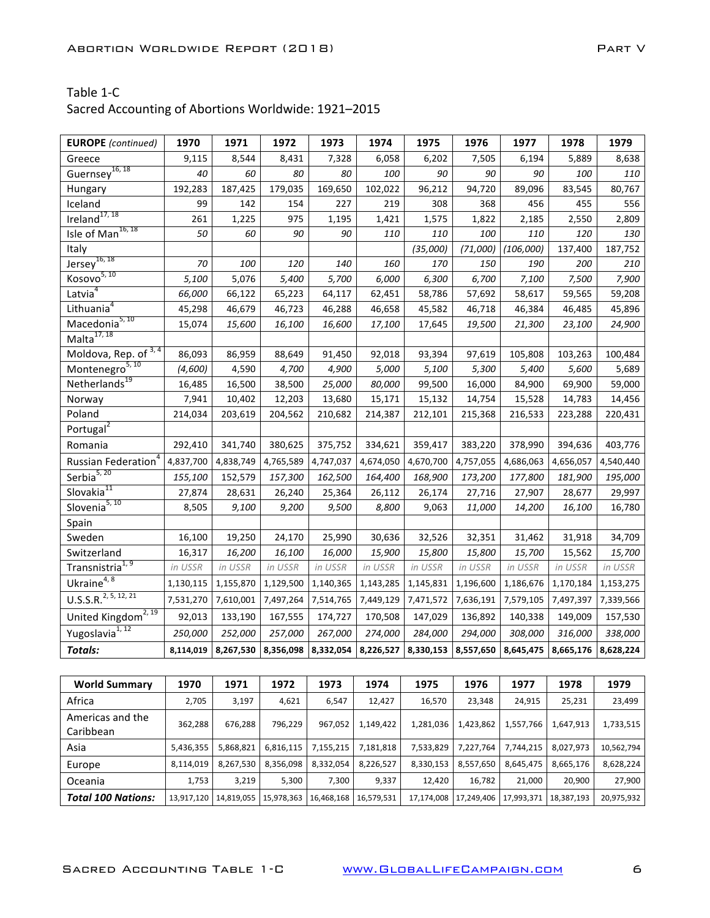Table 1-C
Sacred Accounting of Abortions Worldwide: 1921–2015

| **EUROPE** *(continued)* | **1970** | **1971** | **1972** | **1973** | **1974** | **1975** | **1976** | **1977** | **1978** | **1979** |
|---|---|---|---|---|---|---|---|---|---|---|
| Greece | 9,115 | 8,544 | 8,431 | 7,328 | 6,058 | 6,202 | 7,505 | 6,194 | 5,889 | 8,638 |
| Guernsey[16, 18] | *40* | *60* | *80* | *80* | *100* | *90* | *90* | *90* | *100* | *110* |
| Hungary | 192,283 | 187,425 | 179,035 | 169,650 | 102,022 | 96,212 | 94,720 | 89,096 | 83,545 | 80,767 |
| Iceland | 99 | 142 | 154 | 227 | 219 | 308 | 368 | 456 | 455 | 556 |
| Ireland[17, 18] | 261 | 1,225 | 975 | 1,195 | 1,421 | 1,575 | 1,822 | 2,185 | 2,550 | 2,809 |
| Isle of Man[16, 18] | *50* | *60* | *90* | *90* | *110* | *110* | *100* | *110* | *120* | *130* |
| Italy | | | | | | *(35,000)* | *(71,000)* | *(106,000)* | 137,400 | 187,752 |
| Jersey[16, 18] | *70* | *100* | *120* | *140* | *160* | *170* | *150* | *190* | *200* | *210* |
| Kosovo[5, 10] | *5,100* | 5,076 | *5,400* | *5,700* | *6,000* | *6,300* | *6,700* | *7,100* | *7,500* | *7,900* |
| Latvia[4] | *66,000* | 66,122 | 65,223 | 64,117 | 62,451 | 58,786 | 57,692 | 58,617 | 59,565 | 59,208 |
| Lithuania[4] | 45,298 | 46,679 | 46,723 | 46,288 | 46,658 | 45,582 | 46,718 | 46,384 | 46,485 | 45,896 |
| Macedonia[5, 10] | 15,074 | *15,600* | *16,100* | *16,600* | *17,100* | 17,645 | *19,500* | *21,300* | *23,100* | *24,900* |
| Malta[17, 18] | | | | | | | | | | |
| Moldova, Rep. of[3, 4] | 86,093 | 86,959 | 88,649 | 91,450 | 92,018 | 93,394 | 97,619 | 105,808 | 103,263 | 100,484 |
| Montenegro[5, 10] | *(4,600)* | 4,590 | *4,700* | *4,900* | *5,000* | *5,100* | *5,300* | *5,400* | *5,600* | 5,689 |
| Netherlands[19] | 16,485 | 16,500 | 38,500 | *25,000* | *80,000* | 99,500 | 16,000 | 84,900 | 69,900 | 59,000 |
| Norway | 7,941 | 10,402 | 12,203 | 13,680 | 15,171 | 15,132 | 14,754 | 15,528 | 14,783 | 14,456 |
| Poland | 214,034 | 203,619 | 204,562 | 210,682 | 214,387 | 212,101 | 215,368 | 216,533 | 223,288 | 220,431 |
| Portugal[2] | | | | | | | | | | |
| Romania | 292,410 | 341,740 | 380,625 | 375,752 | 334,621 | 359,417 | 383,220 | 378,990 | 394,636 | 403,776 |
| Russian Federation[4] | 4,837,700 | 4,838,749 | 4,765,589 | 4,747,037 | 4,674,050 | 4,670,700 | 4,757,055 | 4,686,063 | 4,656,057 | 4,540,440 |
| Serbia[5, 20] | *155,100* | 152,579 | *157,300* | *162,500* | *164,400* | *168,900* | *173,200* | *177,800* | *181,900* | *195,000* |
| Slovakia[11] | 27,874 | 28,631 | 26,240 | 25,364 | 26,112 | 26,174 | 27,716 | 27,907 | 28,677 | 29,997 |
| Slovenia[5, 10] | 8,505 | *9,100* | *9,200* | *9,500* | *8,800* | 9,063 | *11,000* | *14,200* | *16,100* | 16,780 |
| Spain | | | | | | | | | | |
| Sweden | 16,100 | 19,250 | 24,170 | 25,990 | 30,636 | 32,526 | 32,351 | 31,462 | 31,918 | 34,709 |
| Switzerland | 16,317 | *16,200* | *16,100* | *16,000* | *15,900* | *15,800* | *15,800* | *15,700* | 15,562 | *15,700* |
| Transnistria[1, 9] | *in USSR* | *in USSR* | *in USSR* | *in USSR* | *in USSR* | *in USSR* | *in USSR* | *in USSR* | *in USSR* | *in USSR* |
| Ukraine[4, 8] | 1,130,115 | 1,155,870 | 1,129,500 | 1,140,365 | 1,143,285 | 1,145,831 | 1,196,600 | 1,186,676 | 1,170,184 | 1,153,275 |
| U.S.S.R.[2, 5, 12, 21] | 7,531,270 | 7,610,001 | 7,497,264 | 7,514,765 | 7,449,129 | 7,471,572 | 7,636,191 | 7,579,105 | 7,497,397 | 7,339,566 |
| United Kingdom[2, 19] | 92,013 | 133,190 | 167,555 | 174,727 | 170,508 | 147,029 | 136,892 | 140,338 | 149,009 | 157,530 |
| Yugoslavia[1, 12] | *250,000* | *252,000* | *257,000* | *267,000* | *274,000* | *284,000* | *294,000* | *308,000* | *316,000* | *338,000* |
| ***Totals:*** | **8,114,019** | **8,267,530** | **8,356,098** | **8,332,054** | **8,226,527** | **8,330,153** | **8,557,650** | **8,645,475** | **8,665,176** | **8,628,224** |

| **World Summary** | **1970** | **1971** | **1972** | **1973** | **1974** | **1975** | **1976** | **1977** | **1978** | **1979** |
|---|---|---|---|---|---|---|---|---|---|---|
| Africa | 2,705 | 3,197 | 4,621 | 6,547 | 12,427 | 16,570 | 23,348 | 24,915 | 25,231 | 23,499 |
| Americas and the Caribbean | 362,288 | 676,288 | 796,229 | 967,052 | 1,149,422 | 1,281,036 | 1,423,862 | 1,557,766 | 1,647,913 | 1,733,515 |
| Asia | 5,436,355 | 5,868,821 | 6,816,115 | 7,155,215 | 7,181,818 | 7,533,829 | 7,227,764 | 7,744,215 | 8,027,973 | 10,562,794 |
| Europe | 8,114,019 | 8,267,530 | 8,356,098 | 8,332,054 | 8,226,527 | 8,330,153 | 8,557,650 | 8,645,475 | 8,665,176 | 8,628,224 |
| Oceania | 1,753 | 3,219 | 5,300 | 7,300 | 9,337 | 12,420 | 16,782 | 21,000 | 20,900 | 27,900 |
| ***Total 100 Nations:*** | 13,917,120 | 14,819,055 | 15,978,363 | 16,468,168 | 16,579,531 | 17,174,008 | 17,249,406 | 17,993,371 | 18,387,193 | 20,975,932 |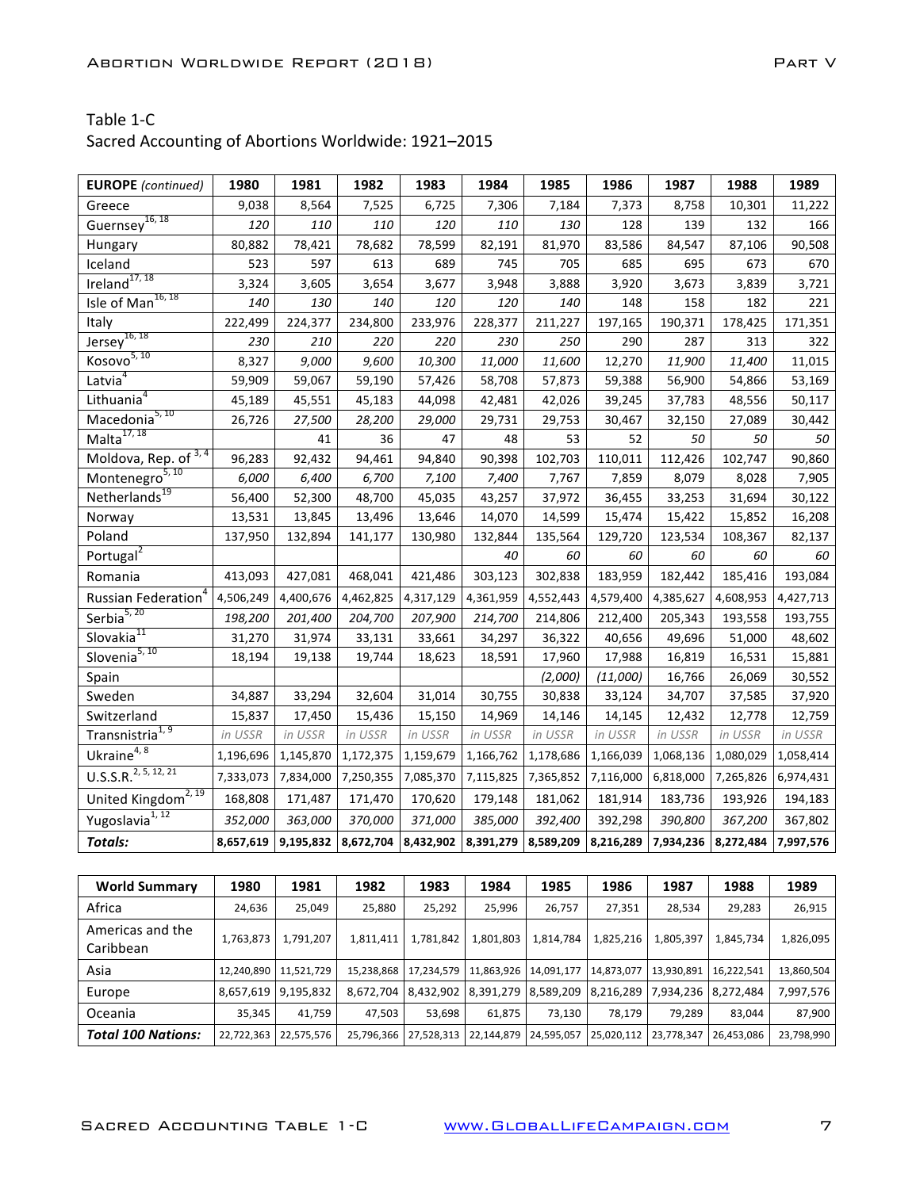Table 1-C
Sacred Accounting of Abortions Worldwide: 1921–2015

| EUROPE *(continued)* | 1980 | 1981 | 1982 | 1983 | 1984 | 1985 | 1986 | 1987 | 1988 | 1989 |
|---|---|---|---|---|---|---|---|---|---|---|
| Greece | 9,038 | 8,564 | 7,525 | 6,725 | 7,306 | 7,184 | 7,373 | 8,758 | 10,301 | 11,222 |
| Guernsey[16, 18] | *120* | *110* | *110* | *120* | *110* | *130* | 128 | 139 | 132 | 166 |
| Hungary | 80,882 | 78,421 | 78,682 | 78,599 | 82,191 | 81,970 | 83,586 | 84,547 | 87,106 | 90,508 |
| Iceland | 523 | 597 | 613 | 689 | 745 | 705 | 685 | 695 | 673 | 670 |
| Ireland[17, 18] | 3,324 | 3,605 | 3,654 | 3,677 | 3,948 | 3,888 | 3,920 | 3,673 | 3,839 | 3,721 |
| Isle of Man[16, 18] | *140* | *130* | *140* | *120* | *120* | *140* | 148 | 158 | 182 | 221 |
| Italy | 222,499 | 224,377 | 234,800 | 233,976 | 228,377 | 211,227 | 197,165 | 190,371 | 178,425 | 171,351 |
| Jersey[16, 18] | *230* | *210* | *220* | *220* | *230* | *250* | 290 | 287 | 313 | 322 |
| Kosovo[5, 10] | 8,327 | *9,000* | *9,600* | *10,300* | *11,000* | *11,600* | 12,270 | *11,900* | *11,400* | 11,015 |
| Latvia[4] | 59,909 | 59,067 | 59,190 | 57,426 | 58,708 | 57,873 | 59,388 | 56,900 | 54,866 | 53,169 |
| Lithuania[4] | 45,189 | 45,551 | 45,183 | 44,098 | 42,481 | 42,026 | 39,245 | 37,783 | 48,556 | 50,117 |
| Macedonia[5, 10] | 26,726 | *27,500* | *28,200* | *29,000* | 29,731 | 29,753 | 30,467 | 32,150 | 27,089 | 30,442 |
| Malta[17, 18] | | 41 | 36 | 47 | 48 | 53 | 52 | *50* | *50* | *50* |
| Moldova, Rep. of[3, 4] | 96,283 | 92,432 | 94,461 | 94,840 | 90,398 | 102,703 | 110,011 | 112,426 | 102,747 | 90,860 |
| Montenegro[5, 10] | *6,000* | *6,400* | *6,700* | *7,100* | *7,400* | 7,767 | 7,859 | 8,079 | 8,028 | 7,905 |
| Netherlands[19] | 56,400 | 52,300 | 48,700 | 45,035 | 43,257 | 37,972 | 36,455 | 33,253 | 31,694 | 30,122 |
| Norway | 13,531 | 13,845 | 13,496 | 13,646 | 14,070 | 14,599 | 15,474 | 15,422 | 15,852 | 16,208 |
| Poland | 137,950 | 132,894 | 141,177 | 130,980 | 132,844 | 135,564 | 129,720 | 123,534 | 108,367 | 82,137 |
| Portugal[2] | | | | | *40* | *60* | *60* | *60* | *60* | *60* |
| Romania | 413,093 | 427,081 | 468,041 | 421,486 | 303,123 | 302,838 | 183,959 | 182,442 | 185,416 | 193,084 |
| Russian Federation[4] | 4,506,249 | 4,400,676 | 4,462,825 | 4,317,129 | 4,361,959 | 4,552,443 | 4,579,400 | 4,385,627 | 4,608,953 | 4,427,713 |
| Serbia[5, 20] | *198,200* | *201,400* | *204,700* | *207,900* | *214,700* | 214,806 | 212,400 | 205,343 | 193,558 | 193,755 |
| Slovakia[11] | 31,270 | 31,974 | 33,131 | 33,661 | 34,297 | 36,322 | 40,656 | 49,696 | 51,000 | 48,602 |
| Slovenia[5, 10] | 18,194 | 19,138 | 19,744 | 18,623 | 18,591 | 17,960 | 17,988 | 16,819 | 16,531 | 15,881 |
| Spain | | | | | | *(2,000)* | *(11,000)* | 16,766 | 26,069 | 30,552 |
| Sweden | 34,887 | 33,294 | 32,604 | 31,014 | 30,755 | 30,838 | 33,124 | 34,707 | 37,585 | 37,920 |
| Switzerland | 15,837 | 17,450 | 15,436 | 15,150 | 14,969 | 14,146 | 14,145 | 12,432 | 12,778 | 12,759 |
| Transnistria[1, 9] | *in USSR* | *in USSR* | *in USSR* | *in USSR* | *in USSR* | *in USSR* | *in USSR* | *in USSR* | *in USSR* | *in USSR* |
| Ukraine[4, 8] | 1,196,696 | 1,145,870 | 1,172,375 | 1,159,679 | 1,166,762 | 1,178,686 | 1,166,039 | 1,068,136 | 1,080,029 | 1,058,414 |
| U.S.S.R.[2, 5, 12, 21] | 7,333,073 | 7,834,000 | 7,250,355 | 7,085,370 | 7,115,825 | 7,365,852 | 7,116,000 | 6,818,000 | 7,265,826 | 6,974,431 |
| United Kingdom[2, 19] | 168,808 | 171,487 | 171,470 | 170,620 | 179,148 | 181,062 | 181,914 | 183,736 | 193,926 | 194,183 |
| Yugoslavia[1, 12] | *352,000* | *363,000* | *370,000* | *371,000* | *385,000* | *392,400* | 392,298 | *390,800* | *367,200* | 367,802 |
| ***Totals:*** | **8,657,619** | **9,195,832** | **8,672,704** | **8,432,902** | **8,391,279** | **8,589,209** | **8,216,289** | **7,934,236** | **8,272,484** | **7,997,576** |

| World Summary | 1980 | 1981 | 1982 | 1983 | 1984 | 1985 | 1986 | 1987 | 1988 | 1989 |
|---|---|---|---|---|---|---|---|---|---|---|
| Africa | 24,636 | 25,049 | 25,880 | 25,292 | 25,996 | 26,757 | 27,351 | 28,534 | 29,283 | 26,915 |
| Americas and the Caribbean | 1,763,873 | 1,791,207 | 1,811,411 | 1,781,842 | 1,801,803 | 1,814,784 | 1,825,216 | 1,805,397 | 1,845,734 | 1,826,095 |
| Asia | 12,240,890 | 11,521,729 | 15,238,868 | 17,234,579 | 11,863,926 | 14,091,177 | 14,873,077 | 13,930,891 | 16,222,541 | 13,860,504 |
| Europe | 8,657,619 | 9,195,832 | 8,672,704 | 8,432,902 | 8,391,279 | 8,589,209 | 8,216,289 | 7,934,236 | 8,272,484 | 7,997,576 |
| Oceania | 35,345 | 41,759 | 47,503 | 53,698 | 61,875 | 73,130 | 78,179 | 79,289 | 83,044 | 87,900 |
| ***Total 100 Nations:*** | 22,722,363 | 22,575,576 | 25,796,366 | 27,528,313 | 22,144,879 | 24,595,057 | 25,020,112 | 23,778,347 | 26,453,086 | 23,798,990 |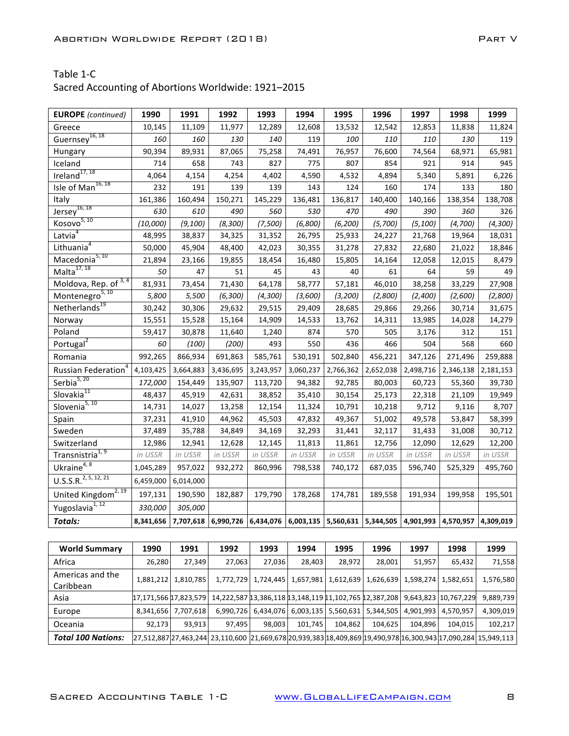Table 1-C
Sacred Accounting of Abortions Worldwide: 1921–2015

| **EUROPE** *(continued)* | **1990** | **1991** | **1992** | **1993** | **1994** | **1995** | **1996** | **1997** | **1998** | **1999** |
|---|---|---|---|---|---|---|---|---|---|---|
| Greece | 10,145 | 11,109 | 11,977 | 12,289 | 12,608 | 13,532 | 12,542 | 12,853 | 11,838 | 11,824 |
| Guernsey[16, 18] | *160* | *160* | *130* | *140* | 119 | *100* | *110* | *110* | *130* | 119 |
| Hungary | 90,394 | 89,931 | 87,065 | 75,258 | 74,491 | 76,957 | 76,600 | 74,564 | 68,971 | 65,981 |
| Iceland | 714 | 658 | 743 | 827 | 775 | 807 | 854 | 921 | 914 | 945 |
| Ireland[17, 18] | 4,064 | 4,154 | 4,254 | 4,402 | 4,590 | 4,532 | 4,894 | 5,340 | 5,891 | 6,226 |
| Isle of Man[16, 18] | 232 | 191 | 139 | 139 | 143 | 124 | 160 | 174 | 133 | 180 |
| Italy | 161,386 | 160,494 | 150,271 | 145,229 | 136,481 | 136,817 | 140,400 | 140,166 | 138,354 | 138,708 |
| Jersey[16, 18] | *630* | *610* | *490* | *560* | *530* | *470* | *490* | *390* | *360* | 326 |
| Kosovo[5, 10] | *(10,000)* | *(9,100)* | *(8,300)* | *(7,500)* | *(6,800)* | *(6,200)* | *(5,700)* | *(5,100)* | *(4,700)* | *(4,300)* |
| Latvia[4] | 48,995 | 38,837 | 34,325 | 31,352 | 26,795 | 25,933 | 24,227 | 21,768 | 19,964 | 18,031 |
| Lithuania[4] | 50,000 | 45,904 | 48,400 | 42,023 | 30,355 | 31,278 | 27,832 | 22,680 | 21,022 | 18,846 |
| Macedonia[5, 10] | 21,894 | 23,166 | 19,855 | 18,454 | 16,480 | 15,805 | 14,164 | 12,058 | 12,015 | 8,479 |
| Malta[17, 18] | *50* | 47 | 51 | 45 | 43 | 40 | 61 | 64 | 59 | 49 |
| Moldova, Rep. of[3, 4] | 81,931 | 73,454 | 71,430 | 64,178 | 58,777 | 57,181 | 46,010 | 38,258 | 33,229 | 27,908 |
| Montenegro[5, 10] | *5,800* | *5,500* | *(6,300)* | *(4,300)* | *(3,600)* | *(3,200)* | *(2,800)* | *(2,400)* | *(2,600)* | *(2,800)* |
| Netherlands[19] | 30,242 | 30,306 | 29,632 | 29,515 | 29,409 | 28,685 | 29,866 | 29,266 | 30,714 | 31,675 |
| Norway | 15,551 | 15,528 | 15,164 | 14,909 | 14,533 | 13,762 | 14,311 | 13,985 | 14,028 | 14,279 |
| Poland | 59,417 | 30,878 | 11,640 | 1,240 | 874 | 570 | 505 | 3,176 | 312 | 151 |
| Portugal[2] | *60* | *(100)* | *(200)* | 493 | 550 | 436 | 466 | 504 | 568 | 660 |
| Romania | 992,265 | 866,934 | 691,863 | 585,761 | 530,191 | 502,840 | 456,221 | 347,126 | 271,496 | 259,888 |
| Russian Federation[4] | 4,103,425 | 3,664,883 | 3,436,695 | 3,243,957 | 3,060,237 | 2,766,362 | 2,652,038 | 2,498,716 | 2,346,138 | 2,181,153 |
| Serbia[5, 20] | *172,000* | 154,449 | 135,907 | 113,720 | 94,382 | 92,785 | 80,003 | 60,723 | 55,360 | 39,730 |
| Slovakia[11] | 48,437 | 45,919 | 42,631 | 38,852 | 35,410 | 30,154 | 25,173 | 22,318 | 21,109 | 19,949 |
| Slovenia[5, 10] | 14,731 | 14,027 | 13,258 | 12,154 | 11,324 | 10,791 | 10,218 | 9,712 | 9,116 | 8,707 |
| Spain | 37,231 | 41,910 | 44,962 | 45,503 | 47,832 | 49,367 | 51,002 | 49,578 | 53,847 | 58,399 |
| Sweden | 37,489 | 35,788 | 34,849 | 34,169 | 32,293 | 31,441 | 32,117 | 31,433 | 31,008 | 30,712 |
| Switzerland | 12,986 | 12,941 | 12,628 | 12,145 | 11,813 | 11,861 | 12,756 | 12,090 | 12,629 | 12,200 |
| Transnistria[1, 9] | *in USSR* | *in USSR* | *in USSR* | *in USSR* | *in USSR* | *in USSR* | *in USSR* | *in USSR* | *in USSR* | *in USSR* |
| Ukraine[4, 8] | 1,045,289 | 957,022 | 932,272 | 860,996 | 798,538 | 740,172 | 687,035 | 596,740 | 525,329 | 495,760 |
| U.S.S.R.[2, 5, 12, 21] | 6,459,000 | 6,014,000 | | | | | | | | |
| United Kingdom[2, 19] | 197,131 | 190,590 | 182,887 | 179,790 | 178,268 | 174,781 | 189,558 | 191,934 | 199,958 | 195,501 |
| Yugoslavia[1, 12] | *330,000* | *305,000* | | | | | | | | |
| ***Totals:*** | **8,341,656** | **7,707,618** | **6,990,726** | **6,434,076** | **6,003,135** | **5,560,631** | **5,344,505** | **4,901,993** | **4,570,957** | **4,309,019** |

| **World Summary** | **1990** | **1991** | **1992** | **1993** | **1994** | **1995** | **1996** | **1997** | **1998** | **1999** |
|---|---|---|---|---|---|---|---|---|---|---|
| Africa | 26,280 | 27,349 | 27,063 | 27,036 | 28,403 | 28,972 | 28,001 | 51,957 | 65,432 | 71,558 |
| Americas and the Caribbean | 1,881,212 | 1,810,785 | 1,772,729 | 1,724,445 | 1,657,981 | 1,612,639 | 1,626,639 | 1,598,274 | 1,582,651 | 1,576,580 |
| Asia | 17,171,566 | 17,823,579 | 14,222,587 | 13,386,118 | 13,148,119 | 11,102,765 | 12,387,208 | 9,643,823 | 10,767,229 | 9,889,739 |
| Europe | 8,341,656 | 7,707,618 | 6,990,726 | 6,434,076 | 6,003,135 | 5,560,631 | 5,344,505 | 4,901,993 | 4,570,957 | 4,309,019 |
| Oceania | 92,173 | 93,913 | 97,495 | 98,003 | 101,745 | 104,862 | 104,625 | 104,896 | 104,015 | 102,217 |
| ***Total 100 Nations:*** | 27,512,887 | 27,463,244 | 23,110,600 | 21,669,678 | 20,939,383 | 18,409,869 | 19,490,978 | 16,300,943 | 17,090,284 | 15,949,113 |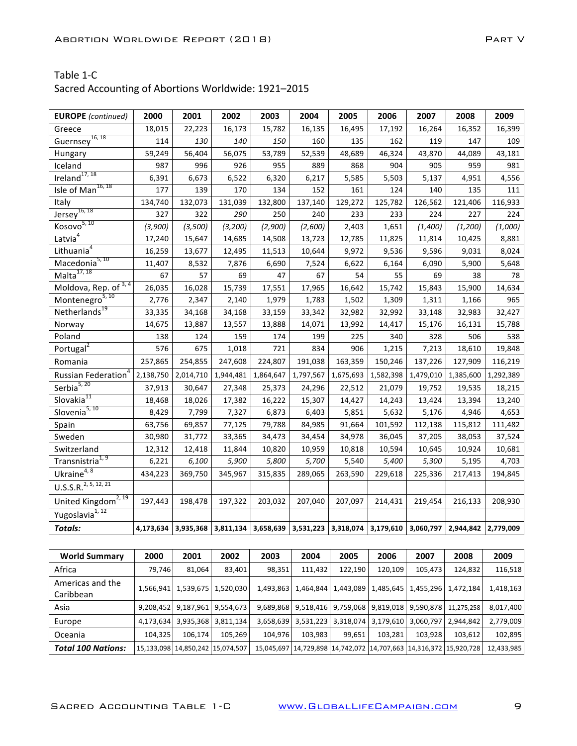Table 1-C
Sacred Accounting of Abortions Worldwide: 1921–2015

| **EUROPE** *(continued)* | 2000 | 2001 | 2002 | 2003 | 2004 | 2005 | 2006 | 2007 | 2008 | 2009 |
|---|---|---|---|---|---|---|---|---|---|---|
| Greece | 18,015 | 22,223 | 16,173 | 15,782 | 16,135 | 16,495 | 17,192 | 16,264 | 16,352 | 16,399 |
| Guernsey[16, 18] | 114 | *130* | *140* | *150* | 160 | 135 | 162 | 119 | 147 | 109 |
| Hungary | 59,249 | 56,404 | 56,075 | 53,789 | 52,539 | 48,689 | 46,324 | 43,870 | 44,089 | 43,181 |
| Iceland | 987 | 996 | 926 | 955 | 889 | 868 | 904 | 905 | 959 | 981 |
| Ireland[17, 18] | 6,391 | 6,673 | 6,522 | 6,320 | 6,217 | 5,585 | 5,503 | 5,137 | 4,951 | 4,556 |
| Isle of Man[16, 18] | 177 | 139 | 170 | 134 | 152 | 161 | 124 | 140 | 135 | 111 |
| Italy | 134,740 | 132,073 | 131,039 | 132,800 | 137,140 | 129,272 | 125,782 | 126,562 | 121,406 | 116,933 |
| Jersey[16, 18] | 327 | 322 | *290* | 250 | 240 | 233 | 233 | 224 | 227 | 224 |
| Kosovo[5, 10] | *(3,900)* | *(3,500)* | *(3,200)* | *(2,900)* | *(2,600)* | 2,403 | 1,651 | *(1,400)* | *(1,200)* | *(1,000)* |
| Latvia[4] | 17,240 | 15,647 | 14,685 | 14,508 | 13,723 | 12,785 | 11,825 | 11,814 | 10,425 | 8,881 |
| Lithuania[4] | 16,259 | 13,677 | 12,495 | 11,513 | 10,644 | 9,972 | 9,536 | 9,596 | 9,031 | 8,024 |
| Macedonia[5, 10] | 11,407 | 8,532 | 7,876 | 6,690 | 7,524 | 6,622 | 6,164 | 6,090 | 5,900 | 5,648 |
| Malta[17, 18] | 67 | 57 | 69 | 47 | 67 | 54 | 55 | 69 | 38 | 78 |
| Moldova, Rep. of[3, 4] | 26,035 | 16,028 | 15,739 | 17,551 | 17,965 | 16,642 | 15,742 | 15,843 | 15,900 | 14,634 |
| Montenegro[5, 10] | 2,776 | 2,347 | 2,140 | 1,979 | 1,783 | 1,502 | 1,309 | 1,311 | 1,166 | 965 |
| Netherlands[19] | 33,335 | 34,168 | 34,168 | 33,159 | 33,342 | 32,982 | 32,992 | 33,148 | 32,983 | 32,427 |
| Norway | 14,675 | 13,887 | 13,557 | 13,888 | 14,071 | 13,992 | 14,417 | 15,176 | 16,131 | 15,788 |
| Poland | 138 | 124 | 159 | 174 | 199 | 225 | 340 | 328 | 506 | 538 |
| Portugal[2] | 576 | 675 | 1,018 | 721 | 834 | 906 | 1,215 | 7,213 | 18,610 | 19,848 |
| Romania | 257,865 | 254,855 | 247,608 | 224,807 | 191,038 | 163,359 | 150,246 | 137,226 | 127,909 | 116,219 |
| Russian Federation[4] | 2,138,750 | 2,014,710 | 1,944,481 | 1,864,647 | 1,797,567 | 1,675,693 | 1,582,398 | 1,479,010 | 1,385,600 | 1,292,389 |
| Serbia[5, 20] | 37,913 | 30,647 | 27,348 | 25,373 | 24,296 | 22,512 | 21,079 | 19,752 | 19,535 | 18,215 |
| Slovakia[11] | 18,468 | 18,026 | 17,382 | 16,222 | 15,307 | 14,427 | 14,243 | 13,424 | 13,394 | 13,240 |
| Slovenia[5, 10] | 8,429 | 7,799 | 7,327 | 6,873 | 6,403 | 5,851 | 5,632 | 5,176 | 4,946 | 4,653 |
| Spain | 63,756 | 69,857 | 77,125 | 79,788 | 84,985 | 91,664 | 101,592 | 112,138 | 115,812 | 111,482 |
| Sweden | 30,980 | 31,772 | 33,365 | 34,473 | 34,454 | 34,978 | 36,045 | 37,205 | 38,053 | 37,524 |
| Switzerland | 12,312 | 12,418 | 11,844 | 10,820 | 10,959 | 10,818 | 10,594 | 10,645 | 10,924 | 10,681 |
| Transnistria[1, 9] | 6,221 | *6,100* | *5,900* | *5,800* | *5,700* | 5,540 | *5,400* | *5,300* | 5,195 | 4,703 |
| Ukraine[4, 8] | 434,223 | 369,750 | 345,967 | 315,835 | 289,065 | 263,590 | 229,618 | 225,336 | 217,413 | 194,845 |
| U.S.S.R.[2, 5, 12, 21] | | | | | | | | | | |
| United Kingdom[2, 19] | 197,443 | 198,478 | 197,322 | 203,032 | 207,040 | 207,097 | 214,431 | 219,454 | 216,133 | 208,930 |
| Yugoslavia[1, 12] | | | | | | | | | | |
| ***Totals:*** | **4,173,634** | **3,935,368** | **3,811,134** | **3,658,639** | **3,531,223** | **3,318,074** | **3,179,610** | **3,060,797** | **2,944,842** | **2,779,009** |

| **World Summary** | 2000 | 2001 | 2002 | 2003 | 2004 | 2005 | 2006 | 2007 | 2008 | 2009 |
|---|---|---|---|---|---|---|---|---|---|---|
| Africa | 79,746 | 81,064 | 83,401 | 98,351 | 111,432 | 122,190 | 120,109 | 105,473 | 124,832 | 116,518 |
| Americas and the Caribbean | 1,566,941 | 1,539,675 | 1,520,030 | 1,493,863 | 1,464,844 | 1,443,089 | 1,485,645 | 1,455,296 | 1,472,184 | 1,418,163 |
| Asia | 9,208,452 | 9,187,961 | 9,554,673 | 9,689,868 | 9,518,416 | 9,759,068 | 9,819,018 | 9,590,878 | 11,275,258 | 8,017,400 |
| Europe | 4,173,634 | 3,935,368 | 3,811,134 | 3,658,639 | 3,531,223 | 3,318,074 | 3,179,610 | 3,060,797 | 2,944,842 | 2,779,009 |
| Oceania | 104,325 | 106,174 | 105,269 | 104,976 | 103,983 | 99,651 | 103,281 | 103,928 | 103,612 | 102,895 |
| ***Total 100 Nations:*** | 15,133,098 | 14,850,242 | 15,074,507 | 15,045,697 | 14,729,898 | 14,742,072 | 14,707,663 | 14,316,372 | 15,920,728 | 12,433,985 |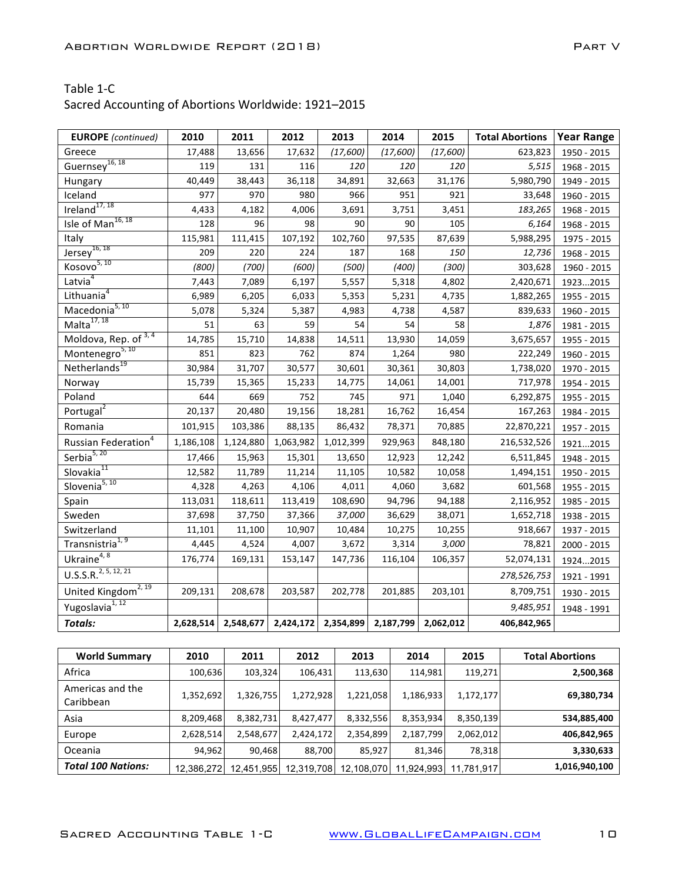Table 1-C
Sacred Accounting of Abortions Worldwide: 1921–2015

| **EUROPE** *(continued)* | **2010** | **2011** | **2012** | **2013** | **2014** | **2015** | **Total Abortions** | **Year Range** |
|---|---|---|---|---|---|---|---|---|
| Greece | 17,488 | 13,656 | 17,632 | *(17,600)* | *(17,600)* | *(17,600)* | 623,823 | 1950 - 2015 |
| Guernsey[16, 18] | 119 | 131 | 116 | *120* | *120* | *120* | *5,515* | 1968 - 2015 |
| Hungary | 40,449 | 38,443 | 36,118 | 34,891 | 32,663 | 31,176 | 5,980,790 | 1949 - 2015 |
| Iceland | 977 | 970 | 980 | 966 | 951 | 921 | 33,648 | 1960 - 2015 |
| Ireland[17, 18] | 4,433 | 4,182 | 4,006 | 3,691 | 3,751 | 3,451 | *183,265* | 1968 - 2015 |
| Isle of Man[16, 18] | 128 | 96 | 98 | 90 | 90 | 105 | *6,164* | 1968 - 2015 |
| Italy | 115,981 | 111,415 | 107,192 | 102,760 | 97,535 | 87,639 | 5,988,295 | 1975 - 2015 |
| Jersey[16, 18] | 209 | 220 | 224 | 187 | 168 | *150* | *12,736* | 1968 - 2015 |
| Kosovo[5, 10] | *(800)* | *(700)* | *(600)* | *(500)* | *(400)* | *(300)* | 303,628 | 1960 - 2015 |
| Latvia[4] | 7,443 | 7,089 | 6,197 | 5,557 | 5,318 | 4,802 | 2,420,671 | 1923...2015 |
| Lithuania[4] | 6,989 | 6,205 | 6,033 | 5,353 | 5,231 | 4,735 | 1,882,265 | 1955 - 2015 |
| Macedonia[5, 10] | 5,078 | 5,324 | 5,387 | 4,983 | 4,738 | 4,587 | 839,633 | 1960 - 2015 |
| Malta[17, 18] | 51 | 63 | 59 | 54 | 54 | 58 | *1,876* | 1981 - 2015 |
| Moldova, Rep. of[3, 4] | 14,785 | 15,710 | 14,838 | 14,511 | 13,930 | 14,059 | 3,675,657 | 1955 - 2015 |
| Montenegro[5, 10] | 851 | 823 | 762 | 874 | 1,264 | 980 | 222,249 | 1960 - 2015 |
| Netherlands[19] | 30,984 | 31,707 | 30,577 | 30,601 | 30,361 | 30,803 | 1,738,020 | 1970 - 2015 |
| Norway | 15,739 | 15,365 | 15,233 | 14,775 | 14,061 | 14,001 | 717,978 | 1954 - 2015 |
| Poland | 644 | 669 | 752 | 745 | 971 | 1,040 | 6,292,875 | 1955 - 2015 |
| Portugal[2] | 20,137 | 20,480 | 19,156 | 18,281 | 16,762 | 16,454 | 167,263 | 1984 - 2015 |
| Romania | 101,915 | 103,386 | 88,135 | 86,432 | 78,371 | 70,885 | 22,870,221 | 1957 - 2015 |
| Russian Federation[4] | 1,186,108 | 1,124,880 | 1,063,982 | 1,012,399 | 929,963 | 848,180 | 216,532,526 | 1921...2015 |
| Serbia[5, 20] | 17,466 | 15,963 | 15,301 | 13,650 | 12,923 | 12,242 | 6,511,845 | 1948 - 2015 |
| Slovakia[11] | 12,582 | 11,789 | 11,214 | 11,105 | 10,582 | 10,058 | 1,494,151 | 1950 - 2015 |
| Slovenia[5, 10] | 4,328 | 4,263 | 4,106 | 4,011 | 4,060 | 3,682 | 601,568 | 1955 - 2015 |
| Spain | 113,031 | 118,611 | 113,419 | 108,690 | 94,796 | 94,188 | 2,116,952 | 1985 - 2015 |
| Sweden | 37,698 | 37,750 | 37,366 | *37,000* | 36,629 | 38,071 | 1,652,718 | 1938 - 2015 |
| Switzerland | 11,101 | 11,100 | 10,907 | 10,484 | 10,275 | 10,255 | 918,667 | 1937 - 2015 |
| Transnistria[1, 9] | 4,445 | 4,524 | 4,007 | 3,672 | 3,314 | *3,000* | 78,821 | 2000 - 2015 |
| Ukraine[4, 8] | 176,774 | 169,131 | 153,147 | 147,736 | 116,104 | 106,357 | 52,074,131 | 1924...2015 |
| U.S.S.R.[2, 5, 12, 21] | | | | | | | *278,526,753* | 1921 - 1991 |
| United Kingdom[2, 19] | 209,131 | 208,678 | 203,587 | 202,778 | 201,885 | 203,101 | 8,709,751 | 1930 - 2015 |
| Yugoslavia[1, 12] | | | | | | | *9,485,951* | 1948 - 1991 |
| ***Totals:*** | **2,628,514** | **2,548,677** | **2,424,172** | **2,354,899** | **2,187,799** | **2,062,012** | **406,842,965** | |

| **World Summary** | **2010** | **2011** | **2012** | **2013** | **2014** | **2015** | **Total Abortions** |
|---|---|---|---|---|---|---|---|
| Africa | 100,636 | 103,324 | 106,431 | 113,630 | 114,981 | 119,271 | **2,500,368** |
| Americas and the Caribbean | 1,352,692 | 1,326,755 | 1,272,928 | 1,221,058 | 1,186,933 | 1,172,177 | **69,380,734** |
| Asia | 8,209,468 | 8,382,731 | 8,427,477 | 8,332,556 | 8,353,934 | 8,350,139 | **534,885,400** |
| Europe | 2,628,514 | 2,548,677 | 2,424,172 | 2,354,899 | 2,187,799 | 2,062,012 | **406,842,965** |
| Oceania | 94,962 | 90,468 | 88,700 | 85,927 | 81,346 | 78,318 | **3,330,633** |
| ***Total 100 Nations:*** | 12,386,272 | 12,451,955 | 12,319,708 | 12,108,070 | 11,924,993 | 11,781,917 | **1,016,940,100** |